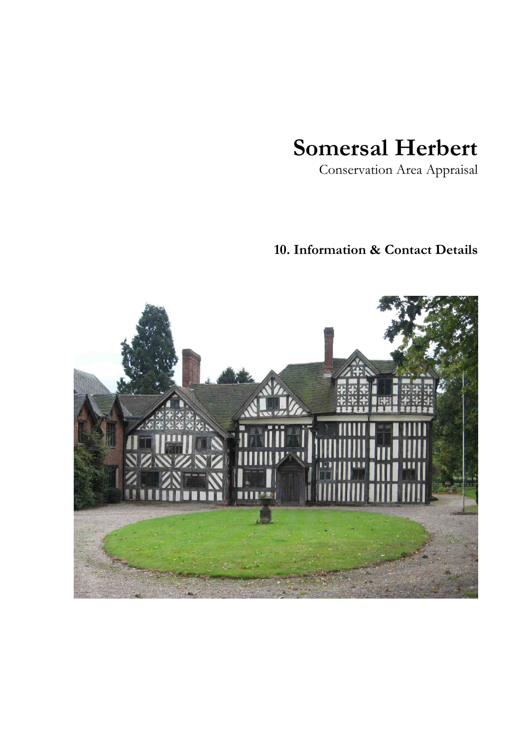# Somersal Herbert

Conservation Area Appraisal

## 10. Information & Contact Details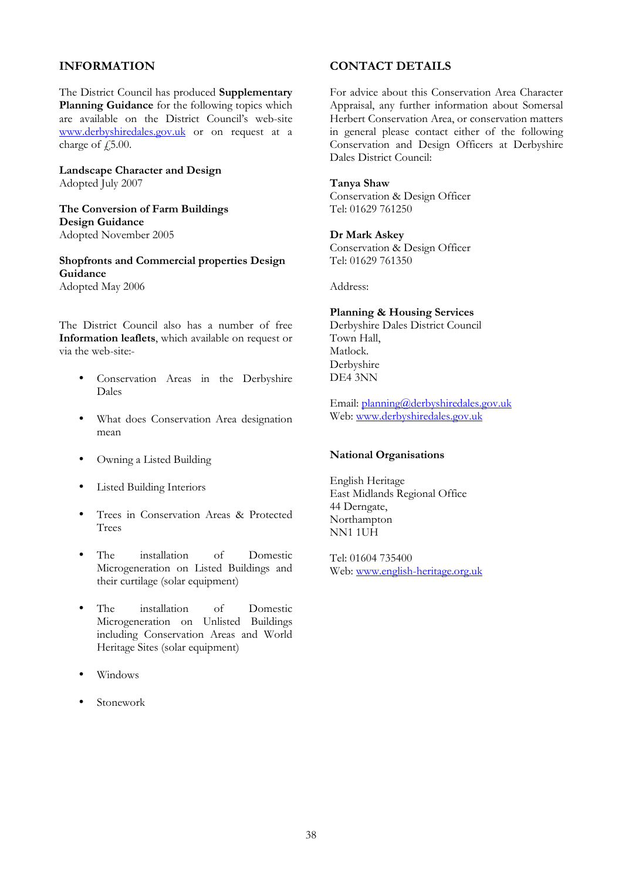## INFORMATION

The District Council has produced **Supplementary Planning Guidance** for the following topics which are available on the District Council's web-site www.derbyshiredales.gov.uk or on request at a charge of £5.00.

**Landscape Character and Design**
Adopted July 2007

**The Conversion of Farm Buildings Design Guidance**
Adopted November 2005

**Shopfronts and Commercial properties Design Guidance**
Adopted May 2006

The District Council also has a number of free **Information leaflets**, which available on request or via the web-site:-

- Conservation Areas in the Derbyshire Dales
- What does Conservation Area designation mean
- Owning a Listed Building
- Listed Building Interiors
- Trees in Conservation Areas & Protected Trees
- The installation of Domestic Microgeneration on Listed Buildings and their curtilage (solar equipment)
- The installation of Domestic Microgeneration on Unlisted Buildings including Conservation Areas and World Heritage Sites (solar equipment)
- Windows
- Stonework

## CONTACT DETAILS

For advice about this Conservation Area Character Appraisal, any further information about Somersal Herbert Conservation Area, or conservation matters in general please contact either of the following Conservation and Design Officers at Derbyshire Dales District Council:

**Tanya Shaw**
Conservation & Design Officer
Tel: 01629 761250

**Dr Mark Askey**
Conservation & Design Officer
Tel: 01629 761350

Address:

**Planning & Housing Services**
Derbyshire Dales District Council
Town Hall,
Matlock.
Derbyshire
DE4 3NN

Email: planning@derbyshiredales.gov.uk
Web: www.derbyshiredales.gov.uk

**National Organisations**

English Heritage
East Midlands Regional Office
44 Derngate,
Northampton
NN1 1UH

Tel: 01604 735400
Web: www.english-heritage.org.uk